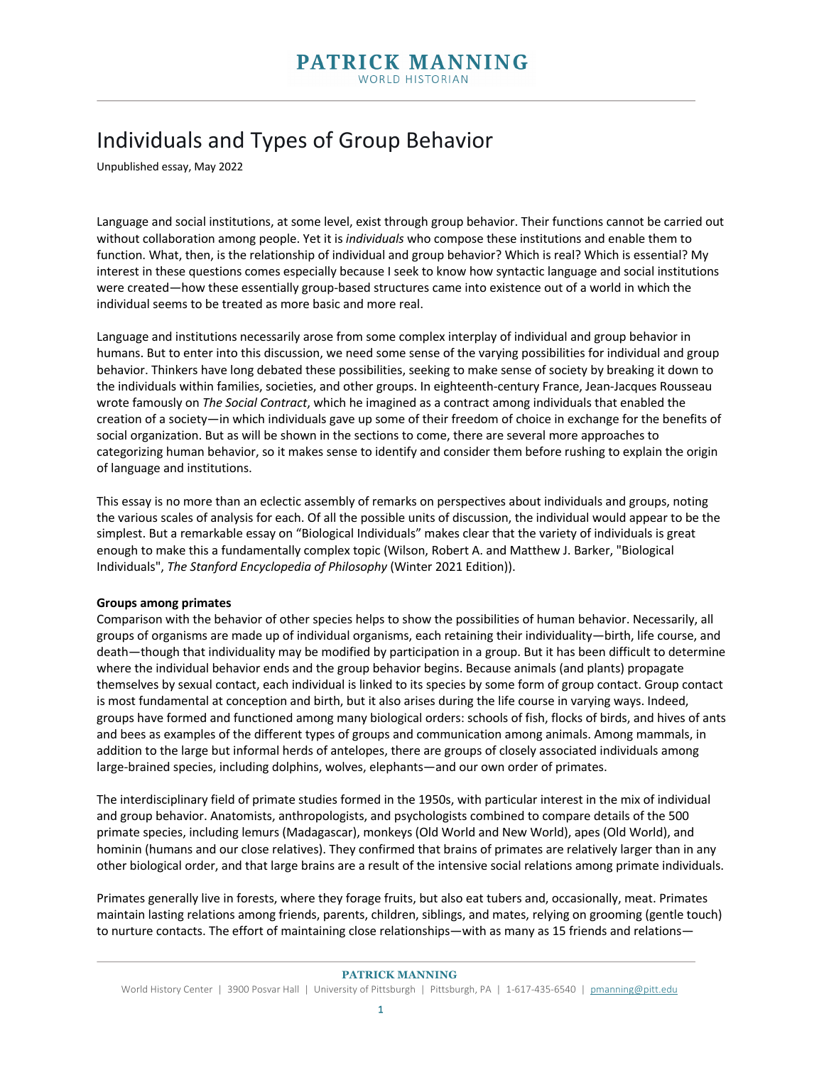# Individuals and Types of Group Behavior

Unpublished essay, May 2022

Language and social institutions, at some level, exist through group behavior. Their functions cannot be carried out without collaboration among people. Yet it is *individuals* who compose these institutions and enable them to function. What, then, is the relationship of individual and group behavior? Which is real? Which is essential? My interest in these questions comes especially because I seek to know how syntactic language and social institutions were created—how these essentially group-based structures came into existence out of a world in which the individual seems to be treated as more basic and more real.

Language and institutions necessarily arose from some complex interplay of individual and group behavior in humans. But to enter into this discussion, we need some sense of the varying possibilities for individual and group behavior. Thinkers have long debated these possibilities, seeking to make sense of society by breaking it down to the individuals within families, societies, and other groups. In eighteenth-century France, Jean-Jacques Rousseau wrote famously on *The Social Contract*, which he imagined as a contract among individuals that enabled the creation of a society—in which individuals gave up some of their freedom of choice in exchange for the benefits of social organization. But as will be shown in the sections to come, there are several more approaches to categorizing human behavior, so it makes sense to identify and consider them before rushing to explain the origin of language and institutions.

This essay is no more than an eclectic assembly of remarks on perspectives about individuals and groups, noting the various scales of analysis for each. Of all the possible units of discussion, the individual would appear to be the simplest. But a remarkable essay on "Biological Individuals" makes clear that the variety of individuals is great enough to make this a fundamentally complex topic (Wilson, Robert A. and Matthew J. Barker, "Biological Individuals", *The Stanford Encyclopedia of Philosophy* (Winter 2021 Edition)).

**Groups among primates**

Comparison with the behavior of other species helps to show the possibilities of human behavior. Necessarily, all groups of organisms are made up of individual organisms, each retaining their individuality—birth, life course, and death—though that individuality may be modified by participation in a group. But it has been difficult to determine where the individual behavior ends and the group behavior begins. Because animals (and plants) propagate themselves by sexual contact, each individual is linked to its species by some form of group contact. Group contact is most fundamental at conception and birth, but it also arises during the life course in varying ways. Indeed, groups have formed and functioned among many biological orders: schools of fish, flocks of birds, and hives of ants and bees as examples of the different types of groups and communication among animals. Among mammals, in addition to the large but informal herds of antelopes, there are groups of closely associated individuals among large-brained species, including dolphins, wolves, elephants—and our own order of primates.

The interdisciplinary field of primate studies formed in the 1950s, with particular interest in the mix of individual and group behavior. Anatomists, anthropologists, and psychologists combined to compare details of the 500 primate species, including lemurs (Madagascar), monkeys (Old World and New World), apes (Old World), and hominin (humans and our close relatives). They confirmed that brains of primates are relatively larger than in any other biological order, and that large brains are a result of the intensive social relations among primate individuals.

Primates generally live in forests, where they forage fruits, but also eat tubers and, occasionally, meat. Primates maintain lasting relations among friends, parents, children, siblings, and mates, relying on grooming (gentle touch) to nurture contacts. The effort of maintaining close relationships—with as many as 15 friends and relations—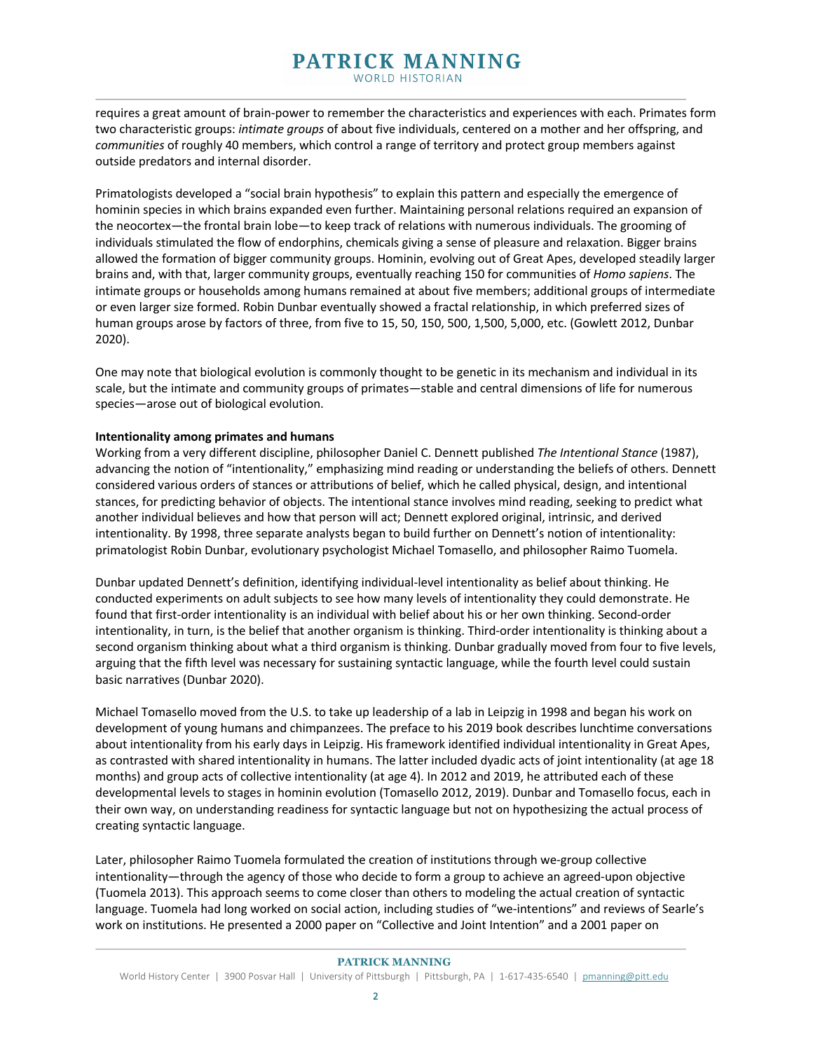requires a great amount of brain-power to remember the characteristics and experiences with each. Primates form two characteristic groups: *intimate groups* of about five individuals, centered on a mother and her offspring, and *communities* of roughly 40 members, which control a range of territory and protect group members against outside predators and internal disorder.

Primatologists developed a "social brain hypothesis" to explain this pattern and especially the emergence of hominin species in which brains expanded even further. Maintaining personal relations required an expansion of the neocortex—the frontal brain lobe—to keep track of relations with numerous individuals. The grooming of individuals stimulated the flow of endorphins, chemicals giving a sense of pleasure and relaxation. Bigger brains allowed the formation of bigger community groups. Hominin, evolving out of Great Apes, developed steadily larger brains and, with that, larger community groups, eventually reaching 150 for communities of *Homo sapiens*. The intimate groups or households among humans remained at about five members; additional groups of intermediate or even larger size formed. Robin Dunbar eventually showed a fractal relationship, in which preferred sizes of human groups arose by factors of three, from five to 15, 50, 150, 500, 1,500, 5,000, etc. (Gowlett 2012, Dunbar 2020).

One may note that biological evolution is commonly thought to be genetic in its mechanism and individual in its scale, but the intimate and community groups of primates—stable and central dimensions of life for numerous species—arose out of biological evolution.

**Intentionality among primates and humans**

Working from a very different discipline, philosopher Daniel C. Dennett published *The Intentional Stance* (1987), advancing the notion of "intentionality," emphasizing mind reading or understanding the beliefs of others. Dennett considered various orders of stances or attributions of belief, which he called physical, design, and intentional stances, for predicting behavior of objects. The intentional stance involves mind reading, seeking to predict what another individual believes and how that person will act; Dennett explored original, intrinsic, and derived intentionality. By 1998, three separate analysts began to build further on Dennett's notion of intentionality: primatologist Robin Dunbar, evolutionary psychologist Michael Tomasello, and philosopher Raimo Tuomela.

Dunbar updated Dennett's definition, identifying individual-level intentionality as belief about thinking. He conducted experiments on adult subjects to see how many levels of intentionality they could demonstrate. He found that first-order intentionality is an individual with belief about his or her own thinking. Second-order intentionality, in turn, is the belief that another organism is thinking. Third-order intentionality is thinking about a second organism thinking about what a third organism is thinking. Dunbar gradually moved from four to five levels, arguing that the fifth level was necessary for sustaining syntactic language, while the fourth level could sustain basic narratives (Dunbar 2020).

Michael Tomasello moved from the U.S. to take up leadership of a lab in Leipzig in 1998 and began his work on development of young humans and chimpanzees. The preface to his 2019 book describes lunchtime conversations about intentionality from his early days in Leipzig. His framework identified individual intentionality in Great Apes, as contrasted with shared intentionality in humans. The latter included dyadic acts of joint intentionality (at age 18 months) and group acts of collective intentionality (at age 4). In 2012 and 2019, he attributed each of these developmental levels to stages in hominin evolution (Tomasello 2012, 2019). Dunbar and Tomasello focus, each in their own way, on understanding readiness for syntactic language but not on hypothesizing the actual process of creating syntactic language.

Later, philosopher Raimo Tuomela formulated the creation of institutions through we-group collective intentionality—through the agency of those who decide to form a group to achieve an agreed-upon objective (Tuomela 2013). This approach seems to come closer than others to modeling the actual creation of syntactic language. Tuomela had long worked on social action, including studies of "we-intentions" and reviews of Searle's work on institutions. He presented a 2000 paper on "Collective and Joint Intention" and a 2001 paper on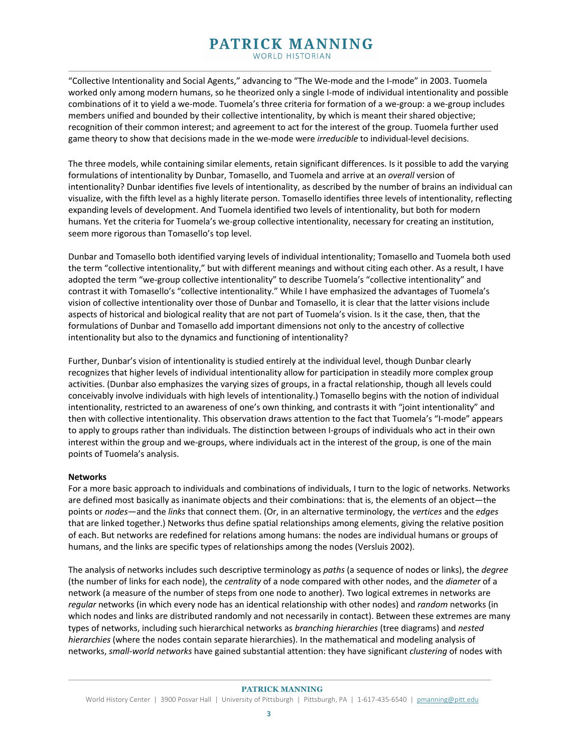"Collective Intentionality and Social Agents," advancing to "The We-mode and the I-mode" in 2003. Tuomela worked only among modern humans, so he theorized only a single I-mode of individual intentionality and possible combinations of it to yield a we-mode. Tuomela's three criteria for formation of a we-group: a we-group includes members unified and bounded by their collective intentionality, by which is meant their shared objective; recognition of their common interest; and agreement to act for the interest of the group. Tuomela further used game theory to show that decisions made in the we-mode were *irreducible* to individual-level decisions.

The three models, while containing similar elements, retain significant differences. Is it possible to add the varying formulations of intentionality by Dunbar, Tomasello, and Tuomela and arrive at an *overall* version of intentionality? Dunbar identifies five levels of intentionality, as described by the number of brains an individual can visualize, with the fifth level as a highly literate person. Tomasello identifies three levels of intentionality, reflecting expanding levels of development. And Tuomela identified two levels of intentionality, but both for modern humans. Yet the criteria for Tuomela's we-group collective intentionality, necessary for creating an institution, seem more rigorous than Tomasello's top level.

Dunbar and Tomasello both identified varying levels of individual intentionality; Tomasello and Tuomela both used the term "collective intentionality," but with different meanings and without citing each other. As a result, I have adopted the term "we-group collective intentionality" to describe Tuomela's "collective intentionality" and contrast it with Tomasello's "collective intentionality." While I have emphasized the advantages of Tuomela's vision of collective intentionality over those of Dunbar and Tomasello, it is clear that the latter visions include aspects of historical and biological reality that are not part of Tuomela's vision. Is it the case, then, that the formulations of Dunbar and Tomasello add important dimensions not only to the ancestry of collective intentionality but also to the dynamics and functioning of intentionality?

Further, Dunbar's vision of intentionality is studied entirely at the individual level, though Dunbar clearly recognizes that higher levels of individual intentionality allow for participation in steadily more complex group activities. (Dunbar also emphasizes the varying sizes of groups, in a fractal relationship, though all levels could conceivably involve individuals with high levels of intentionality.) Tomasello begins with the notion of individual intentionality, restricted to an awareness of one's own thinking, and contrasts it with "joint intentionality" and then with collective intentionality. This observation draws attention to the fact that Tuomela's "I-mode" appears to apply to groups rather than individuals. The distinction between I-groups of individuals who act in their own interest within the group and we-groups, where individuals act in the interest of the group, is one of the main points of Tuomela's analysis.

**Networks**

For a more basic approach to individuals and combinations of individuals, I turn to the logic of networks. Networks are defined most basically as inanimate objects and their combinations: that is, the elements of an object—the points or *nodes*—and the *links* that connect them. (Or, in an alternative terminology, the *vertices* and the *edges* that are linked together.) Networks thus define spatial relationships among elements, giving the relative position of each. But networks are redefined for relations among humans: the nodes are individual humans or groups of humans, and the links are specific types of relationships among the nodes (Versluis 2002).

The analysis of networks includes such descriptive terminology as *paths* (a sequence of nodes or links), the *degree* (the number of links for each node), the *centrality* of a node compared with other nodes, and the *diameter* of a network (a measure of the number of steps from one node to another). Two logical extremes in networks are *regular* networks (in which every node has an identical relationship with other nodes) and *random* networks (in which nodes and links are distributed randomly and not necessarily in contact). Between these extremes are many types of networks, including such hierarchical networks as *branching hierarchies* (tree diagrams) and *nested hierarchies* (where the nodes contain separate hierarchies). In the mathematical and modeling analysis of networks, *small-world networks* have gained substantial attention: they have significant *clustering* of nodes with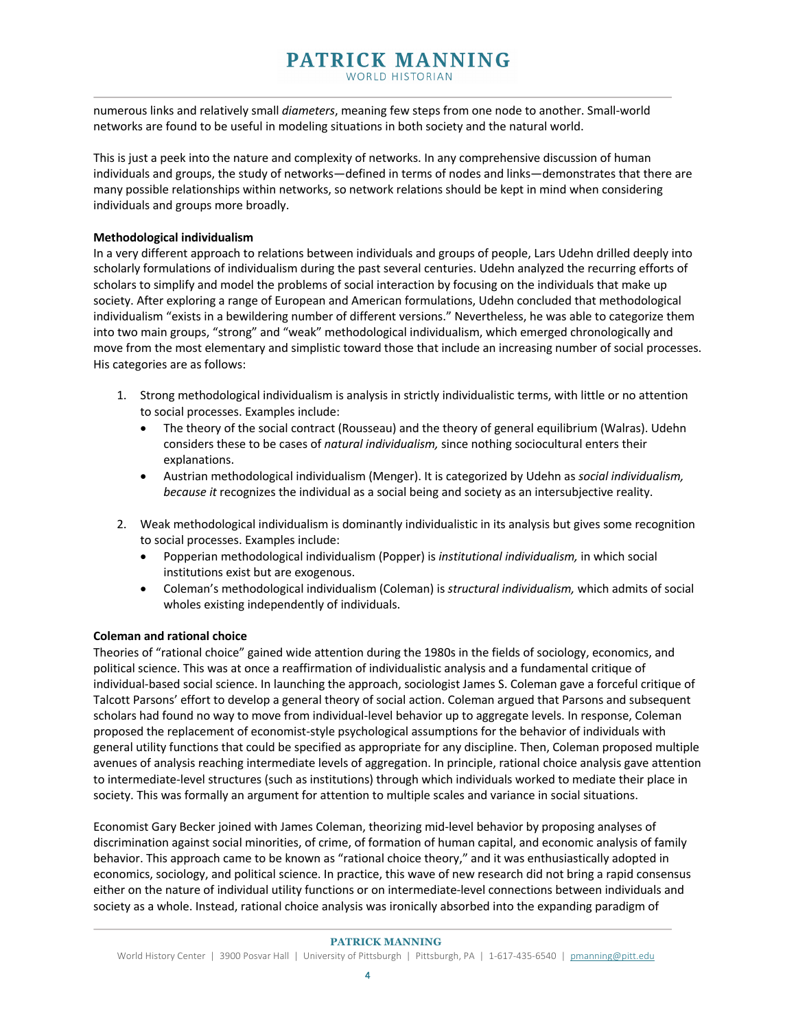numerous links and relatively small *diameters*, meaning few steps from one node to another. Small-world networks are found to be useful in modeling situations in both society and the natural world.

This is just a peek into the nature and complexity of networks. In any comprehensive discussion of human individuals and groups, the study of networks—defined in terms of nodes and links—demonstrates that there are many possible relationships within networks, so network relations should be kept in mind when considering individuals and groups more broadly.

**Methodological individualism**

In a very different approach to relations between individuals and groups of people, Lars Udehn drilled deeply into scholarly formulations of individualism during the past several centuries. Udehn analyzed the recurring efforts of scholars to simplify and model the problems of social interaction by focusing on the individuals that make up society. After exploring a range of European and American formulations, Udehn concluded that methodological individualism "exists in a bewildering number of different versions." Nevertheless, he was able to categorize them into two main groups, "strong" and "weak" methodological individualism, which emerged chronologically and move from the most elementary and simplistic toward those that include an increasing number of social processes. His categories are as follows:

1. Strong methodological individualism is analysis in strictly individualistic terms, with little or no attention to social processes. Examples include:
   - The theory of the social contract (Rousseau) and the theory of general equilibrium (Walras). Udehn considers these to be cases of *natural individualism,* since nothing sociocultural enters their explanations.
   - Austrian methodological individualism (Menger). It is categorized by Udehn as *social individualism, because it* recognizes the individual as a social being and society as an intersubjective reality.

2. Weak methodological individualism is dominantly individualistic in its analysis but gives some recognition to social processes. Examples include:
   - Popperian methodological individualism (Popper) is *institutional individualism,* in which social institutions exist but are exogenous.
   - Coleman's methodological individualism (Coleman) is *structural individualism,* which admits of social wholes existing independently of individuals.

**Coleman and rational choice**

Theories of "rational choice" gained wide attention during the 1980s in the fields of sociology, economics, and political science. This was at once a reaffirmation of individualistic analysis and a fundamental critique of individual-based social science. In launching the approach, sociologist James S. Coleman gave a forceful critique of Talcott Parsons' effort to develop a general theory of social action. Coleman argued that Parsons and subsequent scholars had found no way to move from individual-level behavior up to aggregate levels. In response, Coleman proposed the replacement of economist-style psychological assumptions for the behavior of individuals with general utility functions that could be specified as appropriate for any discipline. Then, Coleman proposed multiple avenues of analysis reaching intermediate levels of aggregation. In principle, rational choice analysis gave attention to intermediate-level structures (such as institutions) through which individuals worked to mediate their place in society. This was formally an argument for attention to multiple scales and variance in social situations.

Economist Gary Becker joined with James Coleman, theorizing mid-level behavior by proposing analyses of discrimination against social minorities, of crime, of formation of human capital, and economic analysis of family behavior. This approach came to be known as "rational choice theory," and it was enthusiastically adopted in economics, sociology, and political science. In practice, this wave of new research did not bring a rapid consensus either on the nature of individual utility functions or on intermediate-level connections between individuals and society as a whole. Instead, rational choice analysis was ironically absorbed into the expanding paradigm of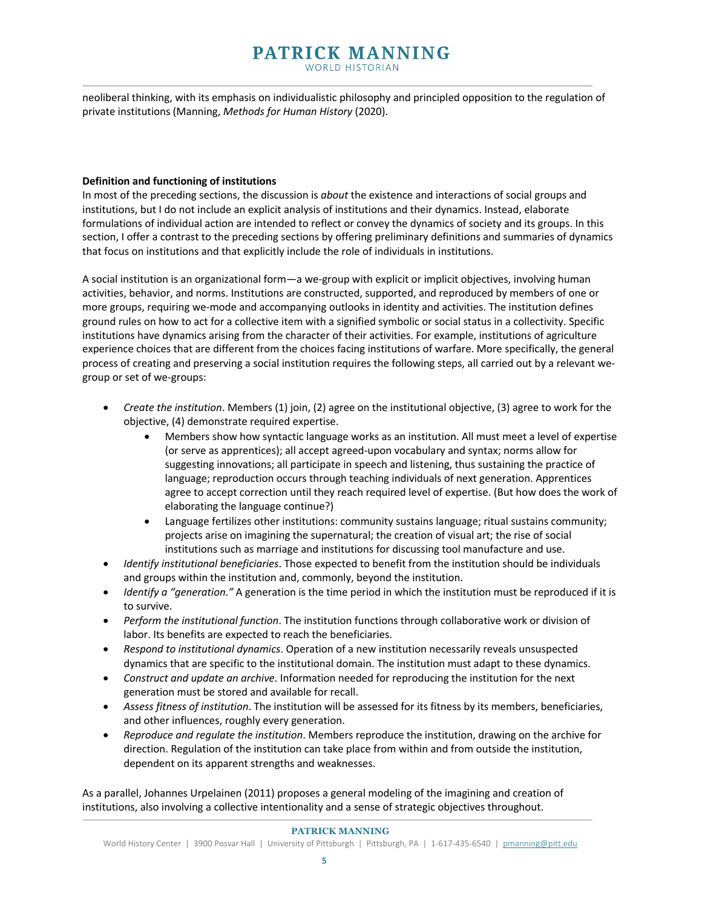neoliberal thinking, with its emphasis on individualistic philosophy and principled opposition to the regulation of private institutions (Manning, *Methods for Human History* (2020).

**Definition and functioning of institutions**

In most of the preceding sections, the discussion is *about* the existence and interactions of social groups and institutions, but I do not include an explicit analysis of institutions and their dynamics. Instead, elaborate formulations of individual action are intended to reflect or convey the dynamics of society and its groups. In this section, I offer a contrast to the preceding sections by offering preliminary definitions and summaries of dynamics that focus on institutions and that explicitly include the role of individuals in institutions.

A social institution is an organizational form—a we-group with explicit or implicit objectives, involving human activities, behavior, and norms. Institutions are constructed, supported, and reproduced by members of one or more groups, requiring we-mode and accompanying outlooks in identity and activities. The institution defines ground rules on how to act for a collective item with a signified symbolic or social status in a collectivity. Specific institutions have dynamics arising from the character of their activities. For example, institutions of agriculture experience choices that are different from the choices facing institutions of warfare. More specifically, the general process of creating and preserving a social institution requires the following steps, all carried out by a relevant we-group or set of we-groups:

- *Create the institution*. Members (1) join, (2) agree on the institutional objective, (3) agree to work for the objective, (4) demonstrate required expertise.
  - Members show how syntactic language works as an institution. All must meet a level of expertise (or serve as apprentices); all accept agreed-upon vocabulary and syntax; norms allow for suggesting innovations; all participate in speech and listening, thus sustaining the practice of language; reproduction occurs through teaching individuals of next generation. Apprentices agree to accept correction until they reach required level of expertise. (But how does the work of elaborating the language continue?)
  - Language fertilizes other institutions: community sustains language; ritual sustains community; projects arise on imagining the supernatural; the creation of visual art; the rise of social institutions such as marriage and institutions for discussing tool manufacture and use.
- *Identify institutional beneficiaries*. Those expected to benefit from the institution should be individuals and groups within the institution and, commonly, beyond the institution.
- *Identify a "generation."* A generation is the time period in which the institution must be reproduced if it is to survive.
- *Perform the institutional function*. The institution functions through collaborative work or division of labor. Its benefits are expected to reach the beneficiaries.
- *Respond to institutional dynamics*. Operation of a new institution necessarily reveals unsuspected dynamics that are specific to the institutional domain. The institution must adapt to these dynamics.
- *Construct and update an archive*. Information needed for reproducing the institution for the next generation must be stored and available for recall.
- *Assess fitness of institution*. The institution will be assessed for its fitness by its members, beneficiaries, and other influences, roughly every generation.
- *Reproduce and regulate the institution*. Members reproduce the institution, drawing on the archive for direction. Regulation of the institution can take place from within and from outside the institution, dependent on its apparent strengths and weaknesses.

As a parallel, Johannes Urpelainen (2011) proposes a general modeling of the imagining and creation of institutions, also involving a collective intentionality and a sense of strategic objectives throughout.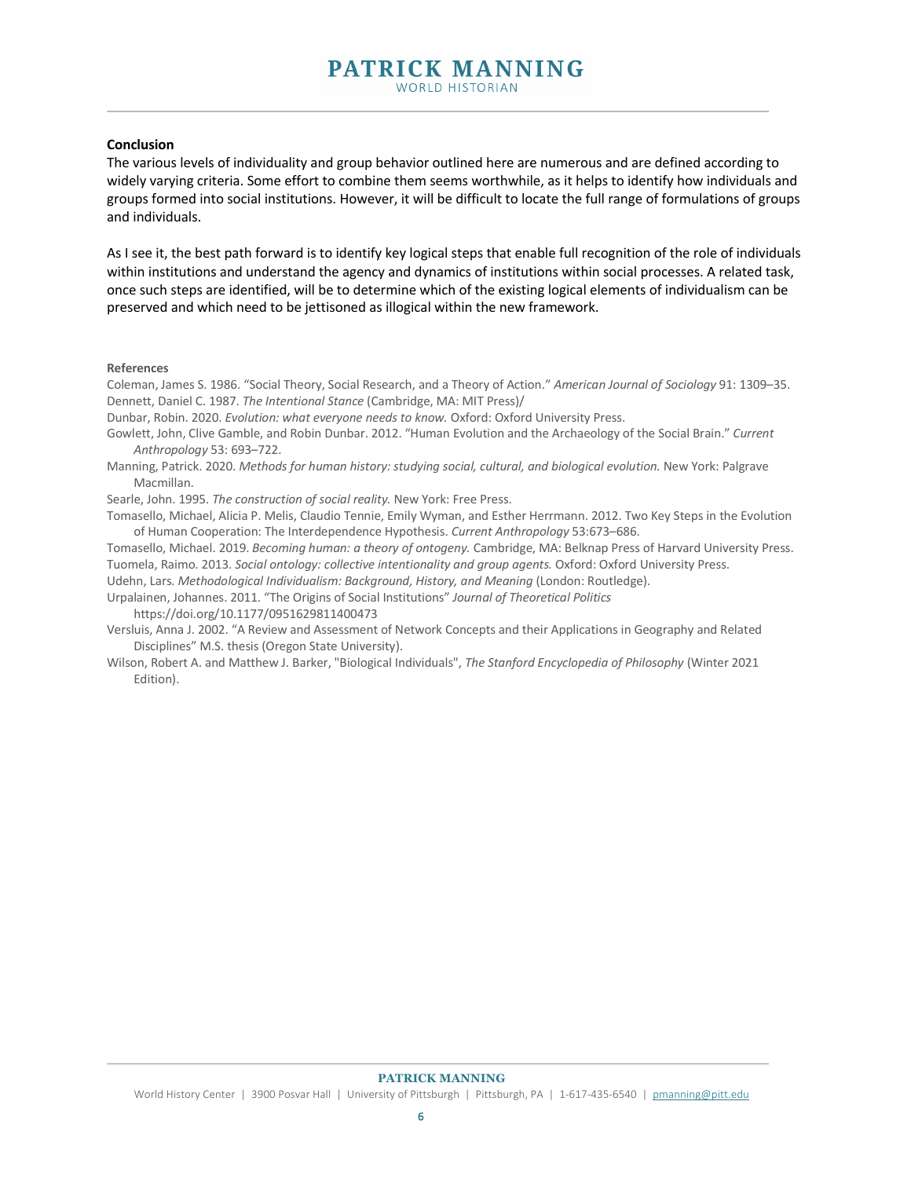**Conclusion**

The various levels of individuality and group behavior outlined here are numerous and are defined according to widely varying criteria. Some effort to combine them seems worthwhile, as it helps to identify how individuals and groups formed into social institutions. However, it will be difficult to locate the full range of formulations of groups and individuals.

As I see it, the best path forward is to identify key logical steps that enable full recognition of the role of individuals within institutions and understand the agency and dynamics of institutions within social processes. A related task, once such steps are identified, will be to determine which of the existing logical elements of individualism can be preserved and which need to be jettisoned as illogical within the new framework.

**References**

Coleman, James S. 1986. "Social Theory, Social Research, and a Theory of Action." *American Journal of Sociology* 91: 1309–35.

Dennett, Daniel C. 1987. *The Intentional Stance* (Cambridge, MA: MIT Press)/

Dunbar, Robin. 2020. *Evolution: what everyone needs to know.* Oxford: Oxford University Press.

Gowlett, John, Clive Gamble, and Robin Dunbar. 2012. "Human Evolution and the Archaeology of the Social Brain." *Current Anthropology* 53: 693–722.

Manning, Patrick. 2020. *Methods for human history: studying social, cultural, and biological evolution.* New York: Palgrave Macmillan.

Searle, John. 1995. *The construction of social reality.* New York: Free Press.

Tomasello, Michael, Alicia P. Melis, Claudio Tennie, Emily Wyman, and Esther Herrmann. 2012. Two Key Steps in the Evolution of Human Cooperation: The Interdependence Hypothesis. *Current Anthropology* 53:673–686.

Tomasello, Michael. 2019. *Becoming human: a theory of ontogeny.* Cambridge, MA: Belknap Press of Harvard University Press.

Tuomela, Raimo. 2013. *Social ontology: collective intentionality and group agents.* Oxford: Oxford University Press.

Udehn, Lars. *Methodological Individualism: Background, History, and Meaning* (London: Routledge).

Urpalainen, Johannes. 2011. "The Origins of Social Institutions" *Journal of Theoretical Politics* https://doi.org/10.1177/0951629811400473

Versluis, Anna J. 2002. "A Review and Assessment of Network Concepts and their Applications in Geography and Related Disciplines" M.S. thesis (Oregon State University).

Wilson, Robert A. and Matthew J. Barker, "Biological Individuals", *The Stanford Encyclopedia of Philosophy* (Winter 2021 Edition).